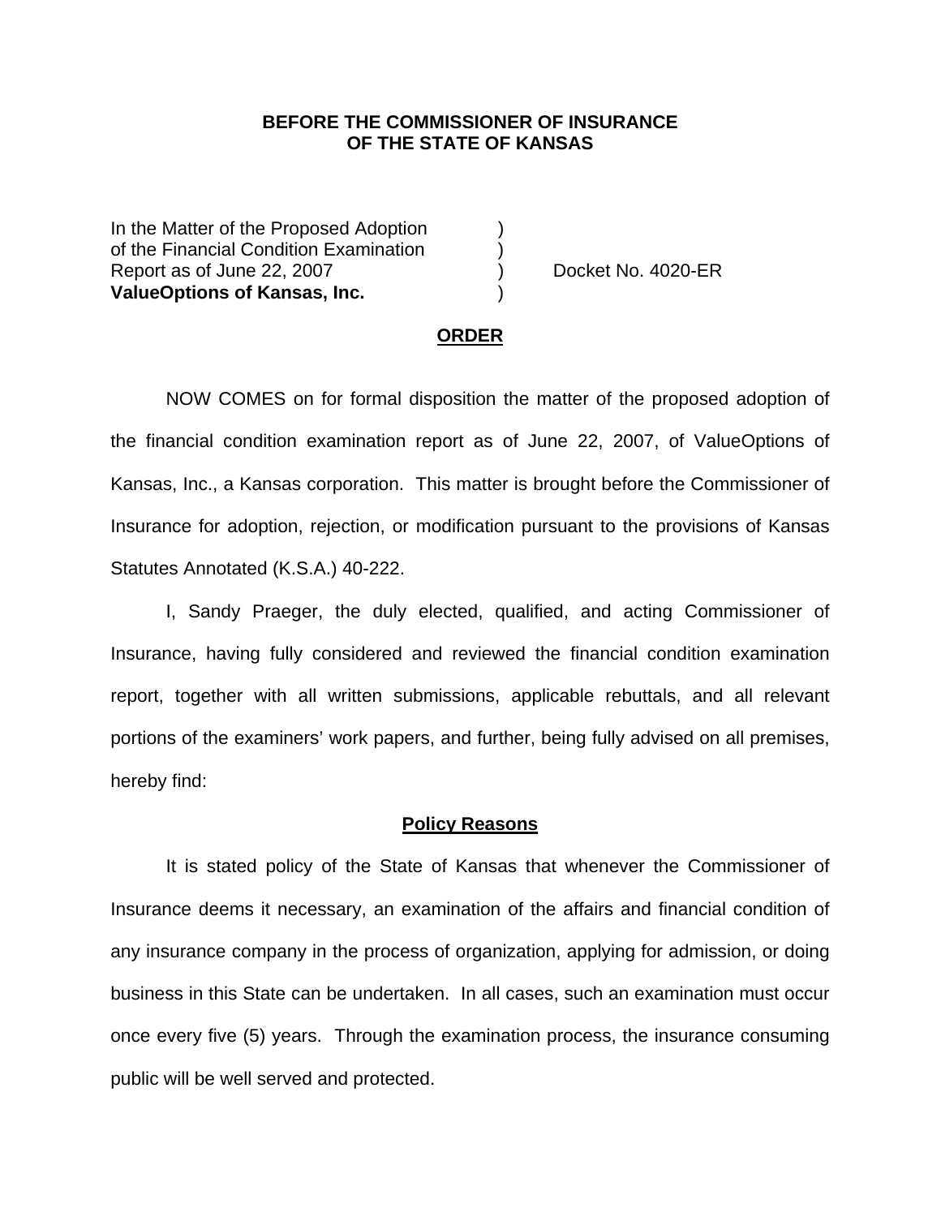**BEFORE THE COMMISSIONER OF INSURANCE**
**OF THE STATE OF KANSAS**

In the Matter of the Proposed Adoption )
of the Financial Condition Examination )
Report as of June 22, 2007 ) Docket No. 4020-ER
**ValueOptions of Kansas, Inc.** )

## ORDER

NOW COMES on for formal disposition the matter of the proposed adoption of the financial condition examination report as of June 22, 2007, of ValueOptions of Kansas, Inc., a Kansas corporation. This matter is brought before the Commissioner of Insurance for adoption, rejection, or modification pursuant to the provisions of Kansas Statutes Annotated (K.S.A.) 40-222.

I, Sandy Praeger, the duly elected, qualified, and acting Commissioner of Insurance, having fully considered and reviewed the financial condition examination report, together with all written submissions, applicable rebuttals, and all relevant portions of the examiners' work papers, and further, being fully advised on all premises, hereby find:

### Policy Reasons

It is stated policy of the State of Kansas that whenever the Commissioner of Insurance deems it necessary, an examination of the affairs and financial condition of any insurance company in the process of organization, applying for admission, or doing business in this State can be undertaken. In all cases, such an examination must occur once every five (5) years. Through the examination process, the insurance consuming public will be well served and protected.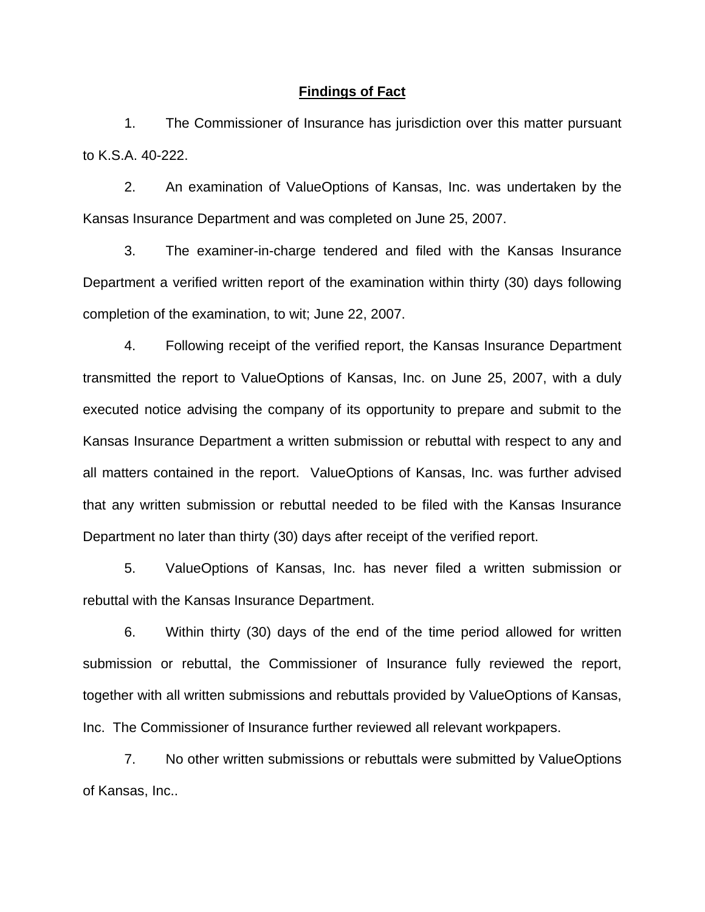## Findings of Fact

1. The Commissioner of Insurance has jurisdiction over this matter pursuant to K.S.A. 40-222.

2. An examination of ValueOptions of Kansas, Inc. was undertaken by the Kansas Insurance Department and was completed on June 25, 2007.

3. The examiner-in-charge tendered and filed with the Kansas Insurance Department a verified written report of the examination within thirty (30) days following completion of the examination, to wit; June 22, 2007.

4. Following receipt of the verified report, the Kansas Insurance Department transmitted the report to ValueOptions of Kansas, Inc. on June 25, 2007, with a duly executed notice advising the company of its opportunity to prepare and submit to the Kansas Insurance Department a written submission or rebuttal with respect to any and all matters contained in the report. ValueOptions of Kansas, Inc. was further advised that any written submission or rebuttal needed to be filed with the Kansas Insurance Department no later than thirty (30) days after receipt of the verified report.

5. ValueOptions of Kansas, Inc. has never filed a written submission or rebuttal with the Kansas Insurance Department.

6. Within thirty (30) days of the end of the time period allowed for written submission or rebuttal, the Commissioner of Insurance fully reviewed the report, together with all written submissions and rebuttals provided by ValueOptions of Kansas, Inc. The Commissioner of Insurance further reviewed all relevant workpapers.

7. No other written submissions or rebuttals were submitted by ValueOptions of Kansas, Inc..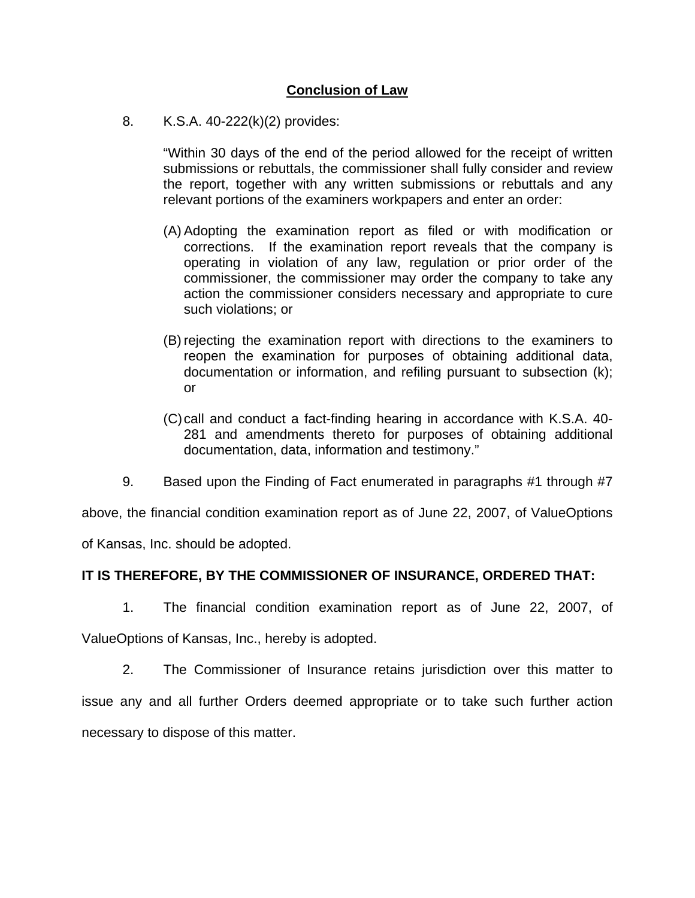## Conclusion of Law

8. K.S.A. 40-222(k)(2) provides:

> "Within 30 days of the end of the period allowed for the receipt of written submissions or rebuttals, the commissioner shall fully consider and review the report, together with any written submissions or rebuttals and any relevant portions of the examiners workpapers and enter an order:
>
> (A) Adopting the examination report as filed or with modification or corrections. If the examination report reveals that the company is operating in violation of any law, regulation or prior order of the commissioner, the commissioner may order the company to take any action the commissioner considers necessary and appropriate to cure such violations; or
>
> (B) rejecting the examination report with directions to the examiners to reopen the examination for purposes of obtaining additional data, documentation or information, and refiling pursuant to subsection (k); or
>
> (C) call and conduct a fact-finding hearing in accordance with K.S.A. 40-281 and amendments thereto for purposes of obtaining additional documentation, data, information and testimony."

9. Based upon the Finding of Fact enumerated in paragraphs #1 through #7 above, the financial condition examination report as of June 22, 2007, of ValueOptions of Kansas, Inc. should be adopted.

**IT IS THEREFORE, BY THE COMMISSIONER OF INSURANCE, ORDERED THAT:**

1. The financial condition examination report as of June 22, 2007, of ValueOptions of Kansas, Inc., hereby is adopted.

2. The Commissioner of Insurance retains jurisdiction over this matter to issue any and all further Orders deemed appropriate or to take such further action necessary to dispose of this matter.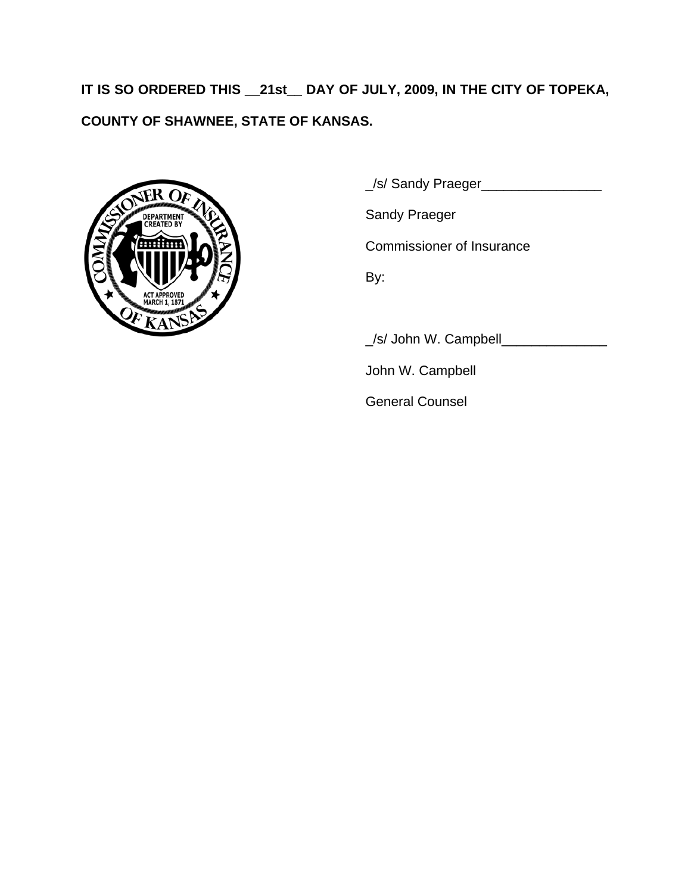**IT IS SO ORDERED THIS __21st__ DAY OF JULY, 2009, IN THE CITY OF TOPEKA, COUNTY OF SHAWNEE, STATE OF KANSAS.**

_/s/ Sandy Praeger________________

Sandy Praeger

Commissioner of Insurance

By:

_/s/ John W. Campbell______________

John W. Campbell

General Counsel